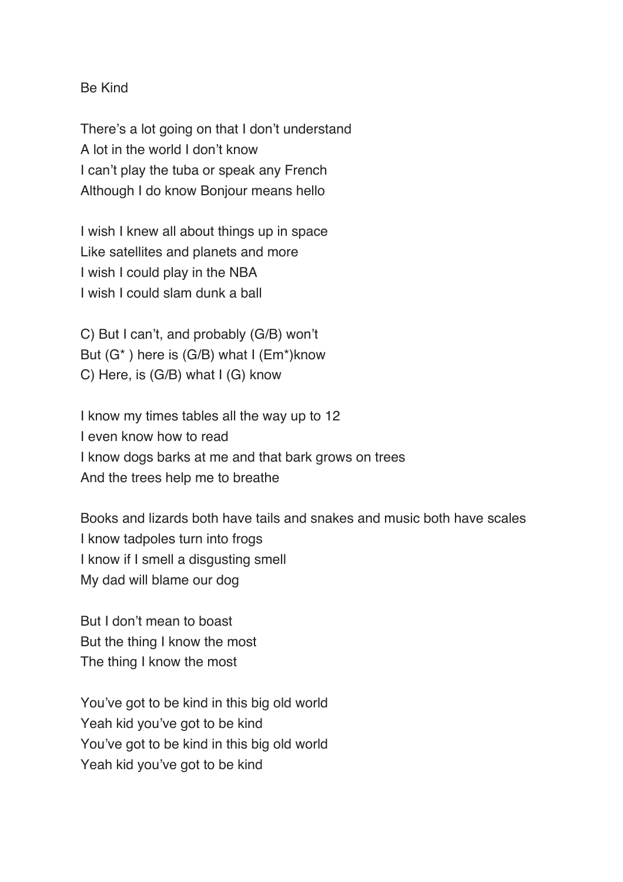Be Kind

There's a lot going on that I don't understand
A lot in the world I don't know
I can't play the tuba or speak any French
Although I do know Bonjour means hello

I wish I knew all about things up in space
Like satellites and planets and more
I wish I could play in the NBA
I wish I could slam dunk a ball

C) But I can't, and probably (G/B) won't
But (G* ) here is (G/B) what I (Em*)know
C) Here, is (G/B) what I (G) know

I know my times tables all the way up to 12
I even know how to read
I know dogs barks at me and that bark grows on trees
And the trees help me to breathe

Books and lizards both have tails and snakes and music both have scales
I know tadpoles turn into frogs
I know if I smell a disgusting smell
My dad will blame our dog

But I don't mean to boast
But the thing I know the most
The thing I know the most

You've got to be kind in this big old world
Yeah kid you've got to be kind
You've got to be kind in this big old world
Yeah kid you've got to be kind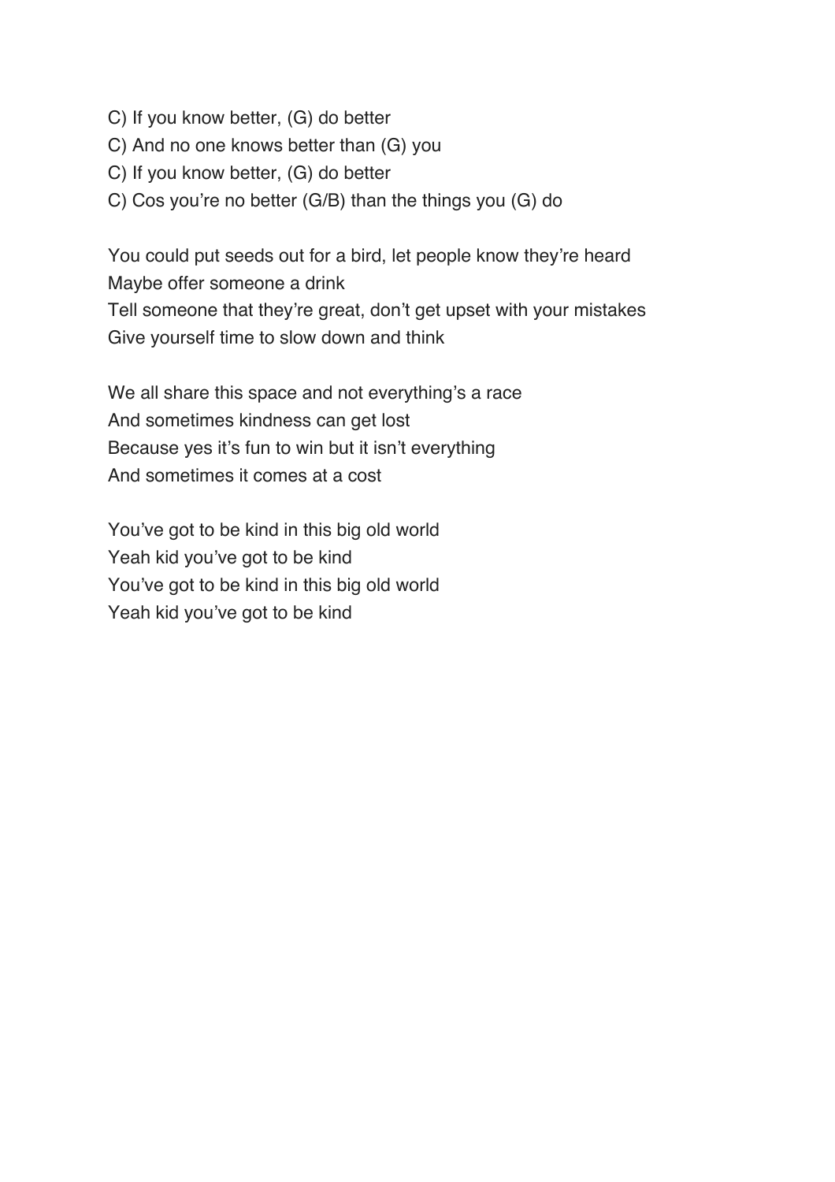C) If you know better, (G) do better
C) And no one knows better than (G) you
C) If you know better, (G) do better
C) Cos you're no better (G/B) than the things you (G) do

You could put seeds out for a bird, let people know they're heard
Maybe offer someone a drink
Tell someone that they're great, don't get upset with your mistakes
Give yourself time to slow down and think

We all share this space and not everything's a race
And sometimes kindness can get lost
Because yes it's fun to win but it isn't everything
And sometimes it comes at a cost

You've got to be kind in this big old world
Yeah kid you've got to be kind
You've got to be kind in this big old world
Yeah kid you've got to be kind